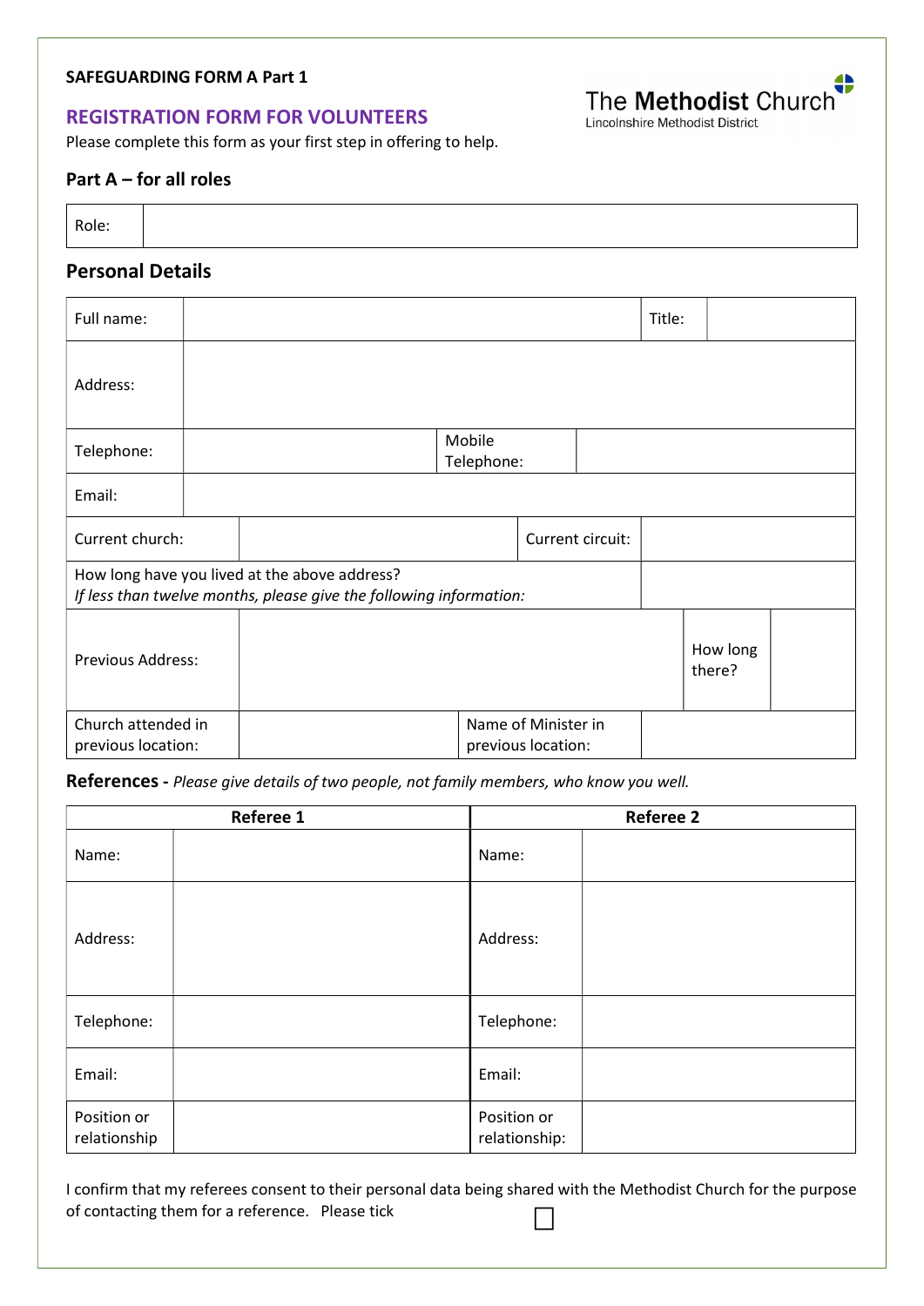**SAFEGUARDING FORM A Part 1**

The Methodist Church
Lincolnshire Methodist District

## REGISTRATION FORM FOR VOLUNTEERS

Please complete this form as your first step in offering to help.

### Part A – for all roles

| Role: | |
|---|---|

### Personal Details

| Full name: | | Title: | |
|---|---|---|---|
| Address: | | | |
| Telephone: | | Mobile Telephone: | |
| Email: | | | |
| Current church: | | Current circuit: | |
| How long have you lived at the above address? *If less than twelve months, please give the following information:* | | | |
| Previous Address: | | How long there? | |
| Church attended in previous location: | | Name of Minister in previous location: | |

**References -** *Please give details of two people, not family members, who know you well.*

| Referee 1 | | Referee 2 | |
|---|---|---|---|
| Name: | | Name: | |
| Address: | | Address: | |
| Telephone: | | Telephone: | |
| Email: | | Email: | |
| Position or relationship | | Position or relationship: | |

I confirm that my referees consent to their personal data being shared with the Methodist Church for the purpose of contacting them for a reference. Please tick ☐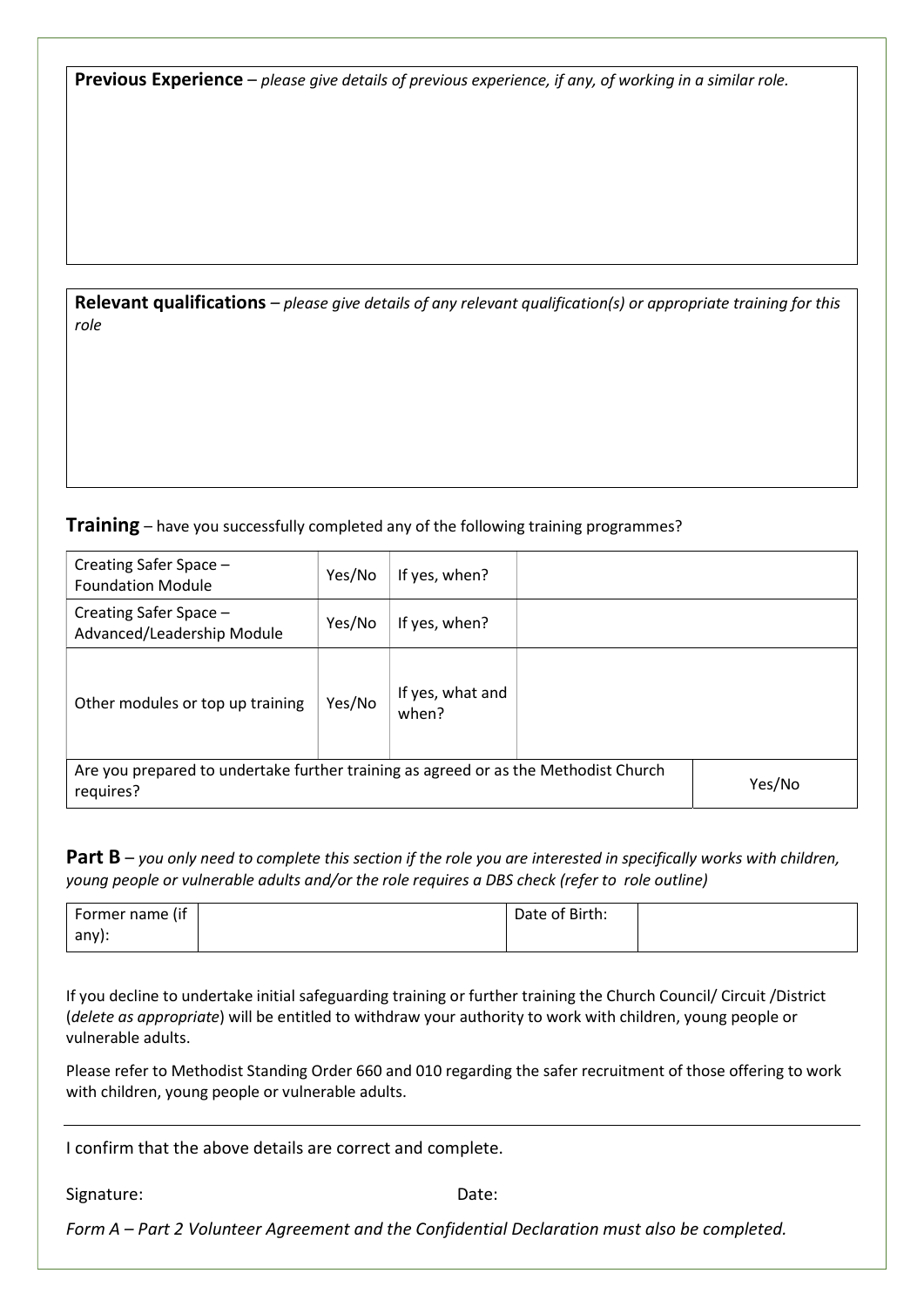**Previous Experience** – *please give details of previous experience, if any, of working in a similar role.*

**Relevant qualifications** – *please give details of any relevant qualification(s) or appropriate training for this role*

## Training – have you successfully completed any of the following training programmes?

| Creating Safer Space – Foundation Module | Yes/No | If yes, when? | |
|---|---|---|---|
| Creating Safer Space – Advanced/Leadership Module | Yes/No | If yes, when? | |
| Other modules or top up training | Yes/No | If yes, what and when? | |
| Are you prepared to undertake further training as agreed or as the Methodist Church requires? | | | Yes/No |

**Part B** – *you only need to complete this section if the role you are interested in specifically works with children, young people or vulnerable adults and/or the role requires a DBS check (refer to role outline)*

| Former name (if any): | | Date of Birth: | |
|---|---|---|---|

If you decline to undertake initial safeguarding training or further training the Church Council/ Circuit /District (*delete as appropriate*) will be entitled to withdraw your authority to work with children, young people or vulnerable adults.

Please refer to Methodist Standing Order 660 and 010 regarding the safer recruitment of those offering to work with children, young people or vulnerable adults.

I confirm that the above details are correct and complete.

Signature: Date:

*Form A – Part 2 Volunteer Agreement and the Confidential Declaration must also be completed.*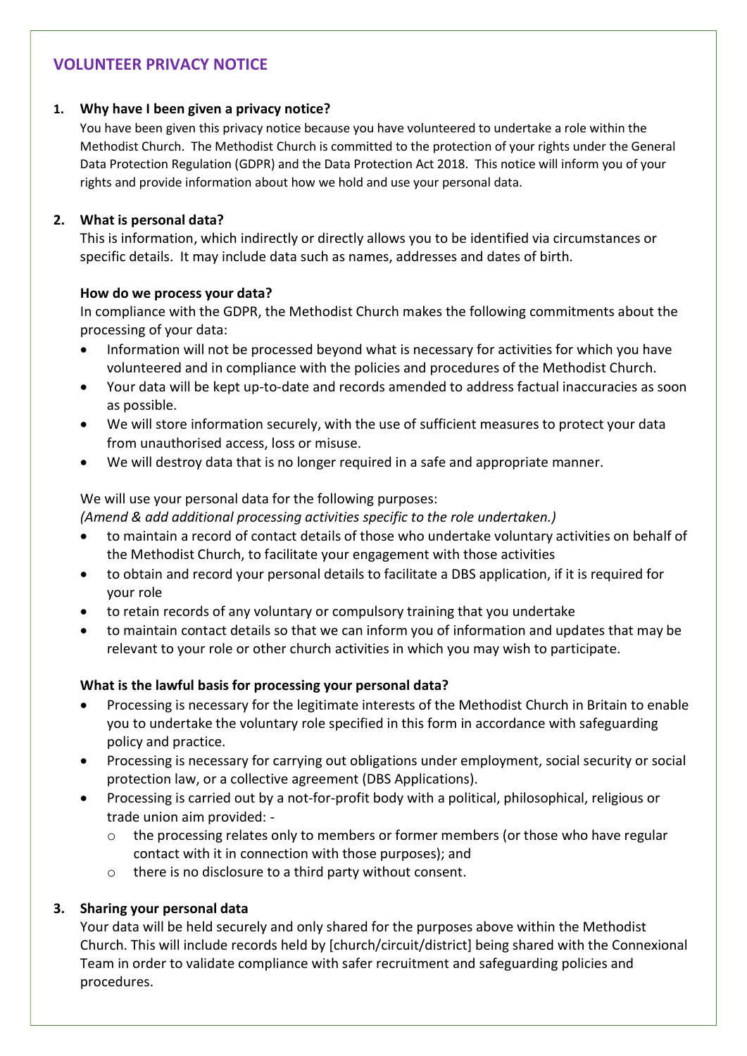## VOLUNTEER PRIVACY NOTICE

### 1. Why have I been given a privacy notice?

You have been given this privacy notice because you have volunteered to undertake a role within the Methodist Church. The Methodist Church is committed to the protection of your rights under the General Data Protection Regulation (GDPR) and the Data Protection Act 2018. This notice will inform you of your rights and provide information about how we hold and use your personal data.

### 2. What is personal data?

This is information, which indirectly or directly allows you to be identified via circumstances or specific details. It may include data such as names, addresses and dates of birth.

**How do we process your data?**

In compliance with the GDPR, the Methodist Church makes the following commitments about the processing of your data:

- Information will not be processed beyond what is necessary for activities for which you have volunteered and in compliance with the policies and procedures of the Methodist Church.
- Your data will be kept up-to-date and records amended to address factual inaccuracies as soon as possible.
- We will store information securely, with the use of sufficient measures to protect your data from unauthorised access, loss or misuse.
- We will destroy data that is no longer required in a safe and appropriate manner.

We will use your personal data for the following purposes:

*(Amend & add additional processing activities specific to the role undertaken.)*

- to maintain a record of contact details of those who undertake voluntary activities on behalf of the Methodist Church, to facilitate your engagement with those activities
- to obtain and record your personal details to facilitate a DBS application, if it is required for your role
- to retain records of any voluntary or compulsory training that you undertake
- to maintain contact details so that we can inform you of information and updates that may be relevant to your role or other church activities in which you may wish to participate.

**What is the lawful basis for processing your personal data?**

- Processing is necessary for the legitimate interests of the Methodist Church in Britain to enable you to undertake the voluntary role specified in this form in accordance with safeguarding policy and practice.
- Processing is necessary for carrying out obligations under employment, social security or social protection law, or a collective agreement (DBS Applications).
- Processing is carried out by a not-for-profit body with a political, philosophical, religious or trade union aim provided: -
  - the processing relates only to members or former members (or those who have regular contact with it in connection with those purposes); and
  - there is no disclosure to a third party without consent.

### 3. Sharing your personal data

Your data will be held securely and only shared for the purposes above within the Methodist Church. This will include records held by [church/circuit/district] being shared with the Connexional Team in order to validate compliance with safer recruitment and safeguarding policies and procedures.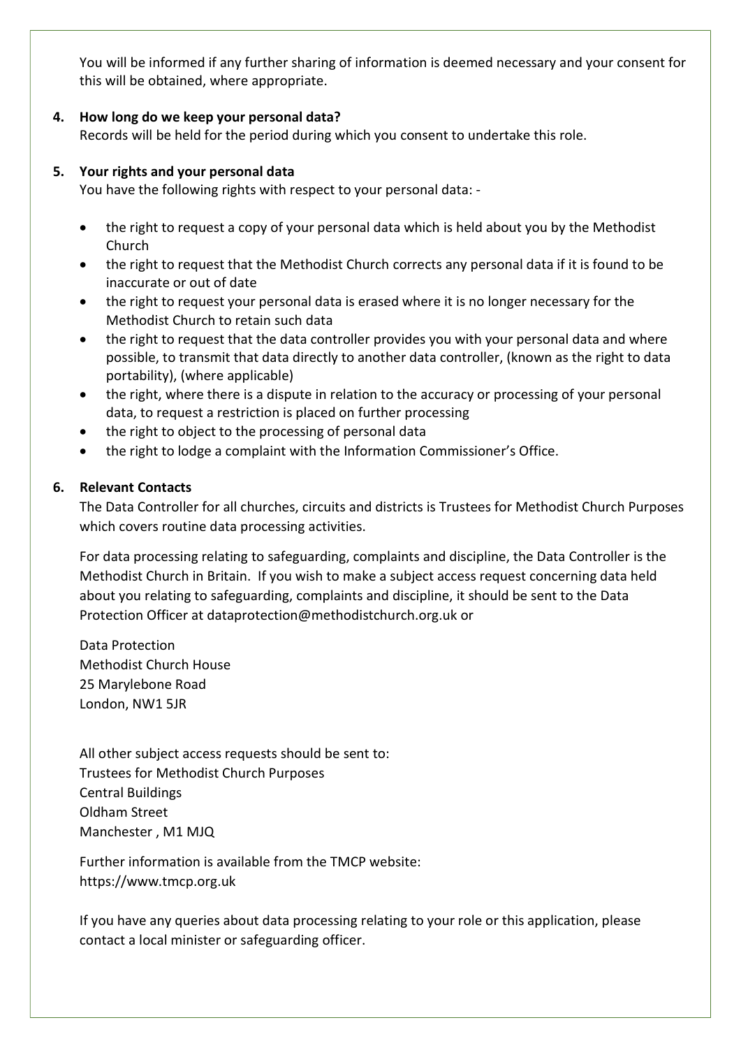You will be informed if any further sharing of information is deemed necessary and your consent for this will be obtained, where appropriate.

**4. How long do we keep your personal data?**

Records will be held for the period during which you consent to undertake this role.

**5. Your rights and your personal data**

You have the following rights with respect to your personal data: -

- the right to request a copy of your personal data which is held about you by the Methodist Church
- the right to request that the Methodist Church corrects any personal data if it is found to be inaccurate or out of date
- the right to request your personal data is erased where it is no longer necessary for the Methodist Church to retain such data
- the right to request that the data controller provides you with your personal data and where possible, to transmit that data directly to another data controller, (known as the right to data portability), (where applicable)
- the right, where there is a dispute in relation to the accuracy or processing of your personal data, to request a restriction is placed on further processing
- the right to object to the processing of personal data
- the right to lodge a complaint with the Information Commissioner's Office.

**6. Relevant Contacts**

The Data Controller for all churches, circuits and districts is Trustees for Methodist Church Purposes which covers routine data processing activities.

For data processing relating to safeguarding, complaints and discipline, the Data Controller is the Methodist Church in Britain. If you wish to make a subject access request concerning data held about you relating to safeguarding, complaints and discipline, it should be sent to the Data Protection Officer at dataprotection@methodistchurch.org.uk or

Data Protection
Methodist Church House
25 Marylebone Road
London, NW1 5JR

All other subject access requests should be sent to:
Trustees for Methodist Church Purposes
Central Buildings
Oldham Street
Manchester , M1 MJQ

Further information is available from the TMCP website:
https://www.tmcp.org.uk

If you have any queries about data processing relating to your role or this application, please contact a local minister or safeguarding officer.